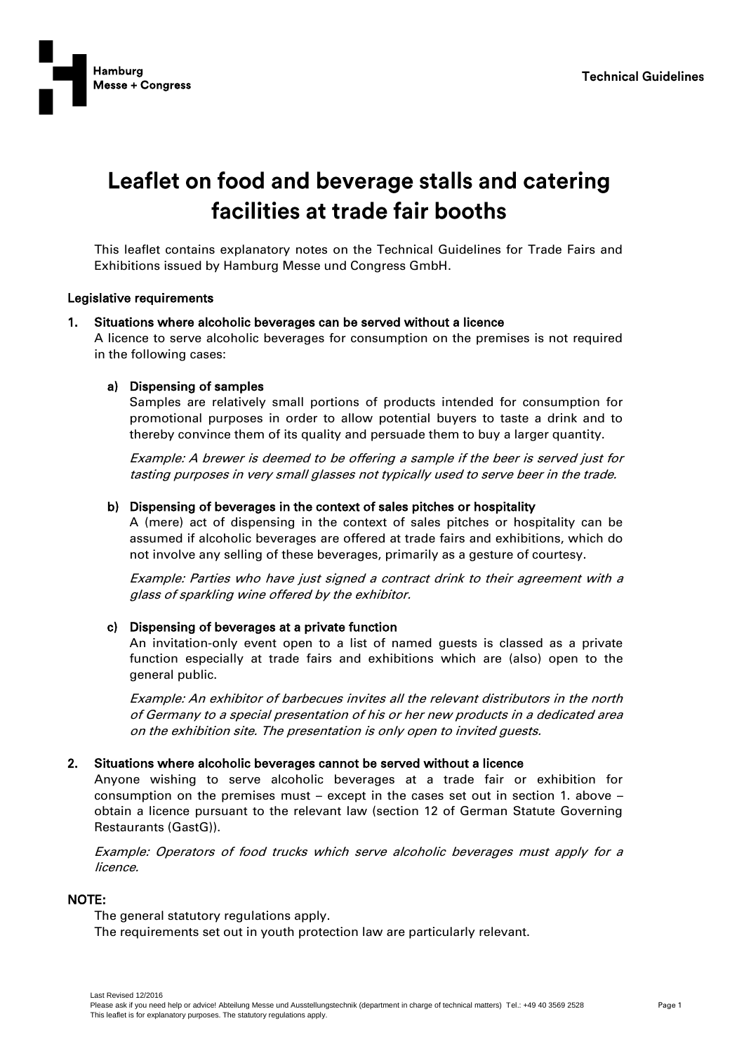# Leaflet on food and beverage stalls and catering facilities at trade fair booths

This leaflet contains explanatory notes on the Technical Guidelines for Trade Fairs and Exhibitions issued by Hamburg Messe und Congress GmbH.

## Legislative requirements

### 1. Situations where alcoholic beverages can be served without a licence

A licence to serve alcoholic beverages for consumption on the premises is not required in the following cases:

#### a) Dispensing of samples

Samples are relatively small portions of products intended for consumption for promotional purposes in order to allow potential buyers to taste a drink and to thereby convince them of its quality and persuade them to buy a larger quantity.

*Example: A brewer is deemed to be offering a sample if the beer is served just for tasting purposes in very small glasses not typically used to serve beer in the trade.*

#### b) Dispensing of beverages in the context of sales pitches or hospitality

A (mere) act of dispensing in the context of sales pitches or hospitality can be assumed if alcoholic beverages are offered at trade fairs and exhibitions, which do not involve any selling of these beverages, primarily as a gesture of courtesy.

*Example: Parties who have just signed a contract drink to their agreement with a glass of sparkling wine offered by the exhibitor.*

#### c) Dispensing of beverages at a private function

An invitation-only event open to a list of named guests is classed as a private function especially at trade fairs and exhibitions which are (also) open to the general public.

*Example: An exhibitor of barbecues invites all the relevant distributors in the north of Germany to a special presentation of his or her new products in a dedicated area on the exhibition site. The presentation is only open to invited guests.*

### 2. Situations where alcoholic beverages cannot be served without a licence

Anyone wishing to serve alcoholic beverages at a trade fair or exhibition for consumption on the premises must – except in the cases set out in section 1. above – obtain a licence pursuant to the relevant law (section 12 of German Statute Governing Restaurants (GastG)).

*Example: Operators of food trucks which serve alcoholic beverages must apply for a licence.*

**NOTE:**

The general statutory regulations apply.
The requirements set out in youth protection law are particularly relevant.

Last Revised 12/2016
Please ask if you need help or advice! Abteilung Messe und Ausstellungstechnik (department in charge of technical matters) Tel.: +49 40 3569 2528
This leaflet is for explanatory purposes. The statutory regulations apply.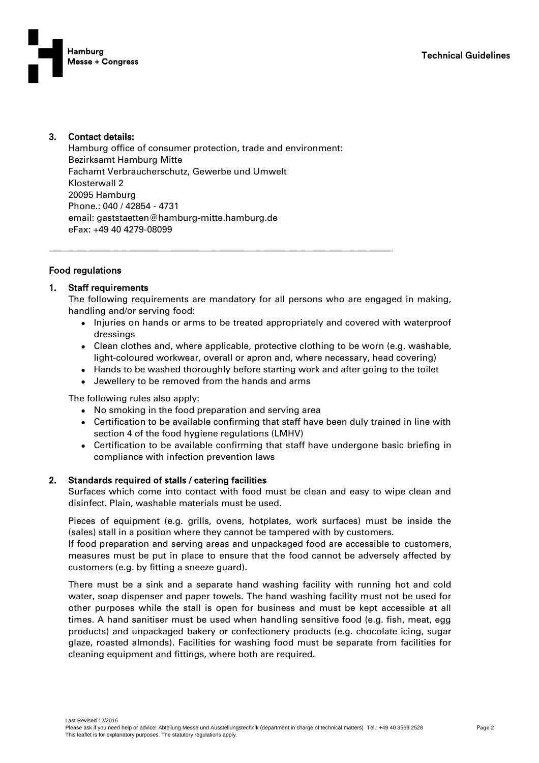### 3. Contact details:

Hamburg office of consumer protection, trade and environment:
Bezirksamt Hamburg Mitte
Fachamt Verbraucherschutz, Gewerbe und Umwelt
Klosterwall 2
20095 Hamburg
Phone.: 040 / 42854 - 4731
email: gaststaetten@hamburg-mitte.hamburg.de
eFax: +49 40 4279-08099

---

## Food regulations

### 1. Staff requirements

The following requirements are mandatory for all persons who are engaged in making, handling and/or serving food:

- Injuries on hands or arms to be treated appropriately and covered with waterproof dressings
- Clean clothes and, where applicable, protective clothing to be worn (e.g. washable, light-coloured workwear, overall or apron and, where necessary, head covering)
- Hands to be washed thoroughly before starting work and after going to the toilet
- Jewellery to be removed from the hands and arms

The following rules also apply:

- No smoking in the food preparation and serving area
- Certification to be available confirming that staff have been duly trained in line with section 4 of the food hygiene regulations (LMHV)
- Certification to be available confirming that staff have undergone basic briefing in compliance with infection prevention laws

### 2. Standards required of stalls / catering facilities

Surfaces which come into contact with food must be clean and easy to wipe clean and disinfect. Plain, washable materials must be used.

Pieces of equipment (e.g. grills, ovens, hotplates, work surfaces) must be inside the (sales) stall in a position where they cannot be tampered with by customers.
If food preparation and serving areas and unpackaged food are accessible to customers, measures must be put in place to ensure that the food cannot be adversely affected by customers (e.g. by fitting a sneeze guard).

There must be a sink and a separate hand washing facility with running hot and cold water, soap dispenser and paper towels. The hand washing facility must not be used for other purposes while the stall is open for business and must be kept accessible at all times. A hand sanitiser must be used when handling sensitive food (e.g. fish, meat, egg products) and unpackaged bakery or confectionery products (e.g. chocolate icing, sugar glaze, roasted almonds). Facilities for washing food must be separate from facilities for cleaning equipment and fittings, where both are required.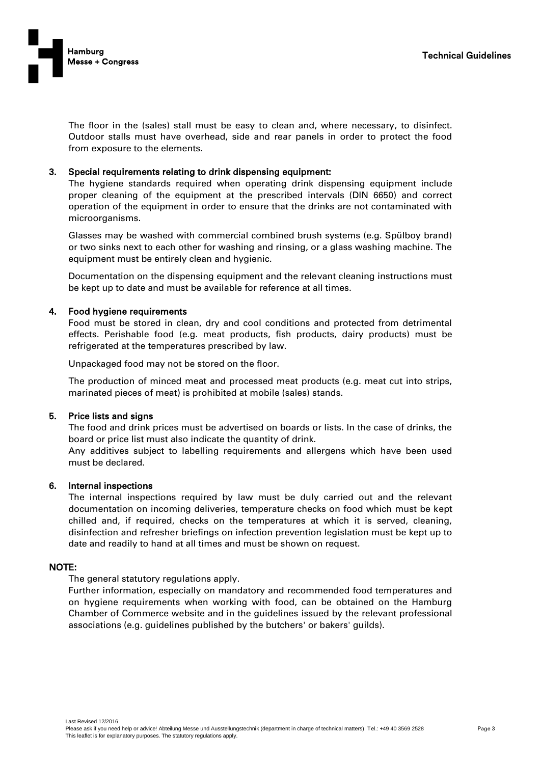The floor in the (sales) stall must be easy to clean and, where necessary, to disinfect. Outdoor stalls must have overhead, side and rear panels in order to protect the food from exposure to the elements.

**3. Special requirements relating to drink dispensing equipment:**

The hygiene standards required when operating drink dispensing equipment include proper cleaning of the equipment at the prescribed intervals (DIN 6650) and correct operation of the equipment in order to ensure that the drinks are not contaminated with microorganisms.

Glasses may be washed with commercial combined brush systems (e.g. Spülboy brand) or two sinks next to each other for washing and rinsing, or a glass washing machine. The equipment must be entirely clean and hygienic.

Documentation on the dispensing equipment and the relevant cleaning instructions must be kept up to date and must be available for reference at all times.

**4. Food hygiene requirements**

Food must be stored in clean, dry and cool conditions and protected from detrimental effects. Perishable food (e.g. meat products, fish products, dairy products) must be refrigerated at the temperatures prescribed by law.

Unpackaged food may not be stored on the floor.

The production of minced meat and processed meat products (e.g. meat cut into strips, marinated pieces of meat) is prohibited at mobile (sales) stands.

**5. Price lists and signs**

The food and drink prices must be advertised on boards or lists. In the case of drinks, the board or price list must also indicate the quantity of drink.
Any additives subject to labelling requirements and allergens which have been used must be declared.

**6. Internal inspections**

The internal inspections required by law must be duly carried out and the relevant documentation on incoming deliveries, temperature checks on food which must be kept chilled and, if required, checks on the temperatures at which it is served, cleaning, disinfection and refresher briefings on infection prevention legislation must be kept up to date and readily to hand at all times and must be shown on request.

**NOTE:**

The general statutory regulations apply.
Further information, especially on mandatory and recommended food temperatures and on hygiene requirements when working with food, can be obtained on the Hamburg Chamber of Commerce website and in the guidelines issued by the relevant professional associations (e.g. guidelines published by the butchers' or bakers' guilds).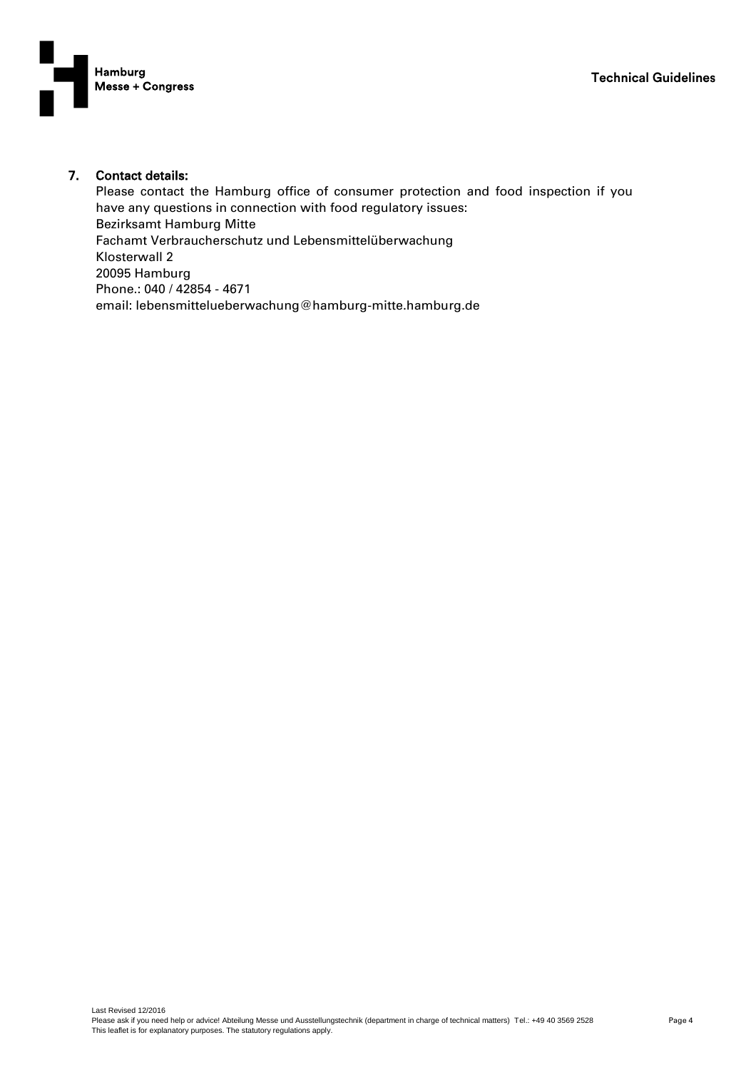## 7. Contact details:

Please contact the Hamburg office of consumer protection and food inspection if you have any questions in connection with food regulatory issues:

Bezirksamt Hamburg Mitte
Fachamt Verbraucherschutz und Lebensmittelüberwachung
Klosterwall 2
20095 Hamburg
Phone.: 040 / 42854 - 4671
email: lebensmittelueberwachung@hamburg-mitte.hamburg.de